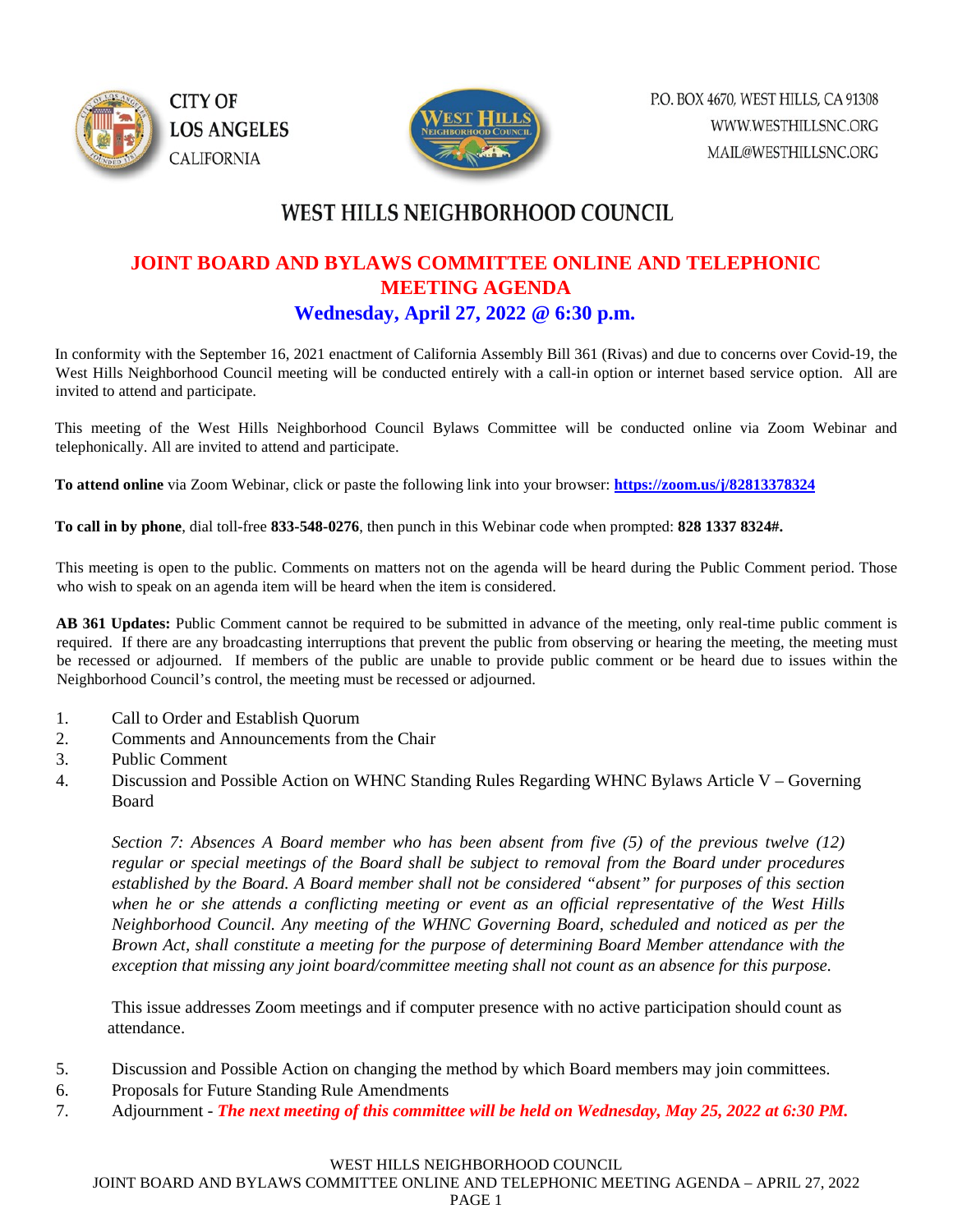CITY OF LOS ANGELES CALIFORNIA

P.O. BOX 4670, WEST HILLS, CA 91308
WWW.WESTHILLSNC.ORG
MAIL@WESTHILLSNC.ORG

# WEST HILLS NEIGHBORHOOD COUNCIL

## JOINT BOARD AND BYLAWS COMMITTEE ONLINE AND TELEPHONIC MEETING AGENDA

### Wednesday, April 27, 2022 @ 6:30 p.m.

In conformity with the September 16, 2021 enactment of California Assembly Bill 361 (Rivas) and due to concerns over Covid-19, the West Hills Neighborhood Council meeting will be conducted entirely with a call-in option or internet based service option. All are invited to attend and participate.

This meeting of the West Hills Neighborhood Council Bylaws Committee will be conducted online via Zoom Webinar and telephonically. All are invited to attend and participate.

**To attend online** via Zoom Webinar, click or paste the following link into your browser: **https://zoom.us/j/82813378324**

**To call in by phone**, dial toll-free **833-548-0276**, then punch in this Webinar code when prompted: **828 1337 8324#.**

This meeting is open to the public. Comments on matters not on the agenda will be heard during the Public Comment period. Those who wish to speak on an agenda item will be heard when the item is considered.

**AB 361 Updates:** Public Comment cannot be required to be submitted in advance of the meeting, only real-time public comment is required. If there are any broadcasting interruptions that prevent the public from observing or hearing the meeting, the meeting must be recessed or adjourned. If members of the public are unable to provide public comment or be heard due to issues within the Neighborhood Council's control, the meeting must be recessed or adjourned.

1. Call to Order and Establish Quorum
2. Comments and Announcements from the Chair
3. Public Comment
4. Discussion and Possible Action on WHNC Standing Rules Regarding WHNC Bylaws Article V – Governing Board

   *Section 7: Absences A Board member who has been absent from five (5) of the previous twelve (12) regular or special meetings of the Board shall be subject to removal from the Board under procedures established by the Board. A Board member shall not be considered "absent" for purposes of this section when he or she attends a conflicting meeting or event as an official representative of the West Hills Neighborhood Council. Any meeting of the WHNC Governing Board, scheduled and noticed as per the Brown Act, shall constitute a meeting for the purpose of determining Board Member attendance with the exception that missing any joint board/committee meeting shall not count as an absence for this purpose.*

   This issue addresses Zoom meetings and if computer presence with no active participation should count as attendance.

5. Discussion and Possible Action on changing the method by which Board members may join committees.
6. Proposals for Future Standing Rule Amendments
7. Adjournment - ***The next meeting of this committee will be held on Wednesday, May 25, 2022 at 6:30 PM.***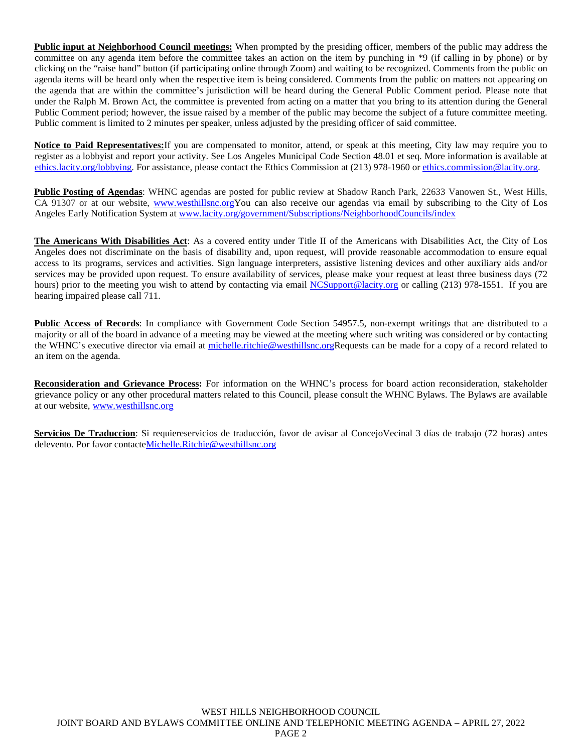**Public input at Neighborhood Council meetings:** When prompted by the presiding officer, members of the public may address the committee on any agenda item before the committee takes an action on the item by punching in *9 (if calling in by phone) or by clicking on the "raise hand" button (if participating online through Zoom) and waiting to be recognized. Comments from the public on agenda items will be heard only when the respective item is being considered. Comments from the public on matters not appearing on the agenda that are within the committee's jurisdiction will be heard during the General Public Comment period. Please note that under the Ralph M. Brown Act, the committee is prevented from acting on a matter that you bring to its attention during the General Public Comment period; however, the issue raised by a member of the public may become the subject of a future committee meeting. Public comment is limited to 2 minutes per speaker, unless adjusted by the presiding officer of said committee.

**Notice to Paid Representatives:** If you are compensated to monitor, attend, or speak at this meeting, City law may require you to register as a lobbyist and report your activity. See Los Angeles Municipal Code Section 48.01 et seq. More information is available at ethics.lacity.org/lobbying. For assistance, please contact the Ethics Commission at (213) 978-1960 or ethics.commission@lacity.org.

**Public Posting of Agendas**: WHNC agendas are posted for public review at Shadow Ranch Park, 22633 Vanowen St., West Hills, CA 91307 or at our website, www.westhillsnc.org You can also receive our agendas via email by subscribing to the City of Los Angeles Early Notification System at www.lacity.org/government/Subscriptions/NeighborhoodCouncils/index

**The Americans With Disabilities Act**: As a covered entity under Title II of the Americans with Disabilities Act, the City of Los Angeles does not discriminate on the basis of disability and, upon request, will provide reasonable accommodation to ensure equal access to its programs, services and activities. Sign language interpreters, assistive listening devices and other auxiliary aids and/or services may be provided upon request. To ensure availability of services, please make your request at least three business days (72 hours) prior to the meeting you wish to attend by contacting via email NCSupport@lacity.org or calling (213) 978-1551. If you are hearing impaired please call 711.

**Public Access of Records**: In compliance with Government Code Section 54957.5, non-exempt writings that are distributed to a majority or all of the board in advance of a meeting may be viewed at the meeting where such writing was considered or by contacting the WHNC's executive director via email at michelle.ritchie@westhillsnc.org Requests can be made for a copy of a record related to an item on the agenda.

**Reconsideration and Grievance Process:** For information on the WHNC's process for board action reconsideration, stakeholder grievance policy or any other procedural matters related to this Council, please consult the WHNC Bylaws. The Bylaws are available at our website, www.westhillsnc.org

**Servicios De Traduccion**: Si requiereservicios de traducción, favor de avisar al ConcejoVecinal 3 días de trabajo (72 horas) antes delevento. Por favor contacteMichelle.Ritchie@westhillsnc.org